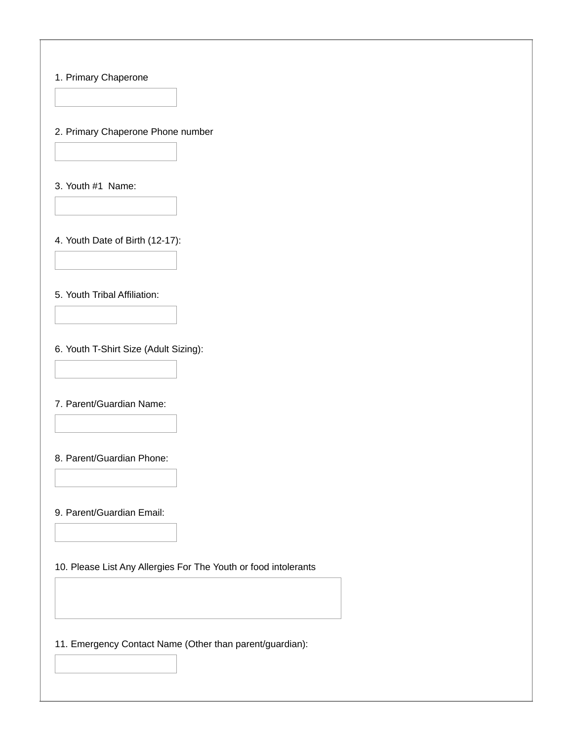1. Primary Chaperone

2. Primary Chaperone Phone number

3. Youth #1  Name:

4. Youth Date of Birth (12-17):

5. Youth Tribal Affiliation:

6. Youth T-Shirt Size (Adult Sizing):

7. Parent/Guardian Name:

8. Parent/Guardian Phone:

9. Parent/Guardian Email:

10. Please List Any Allergies For The Youth or food intolerants

11. Emergency Contact Name (Other than parent/guardian):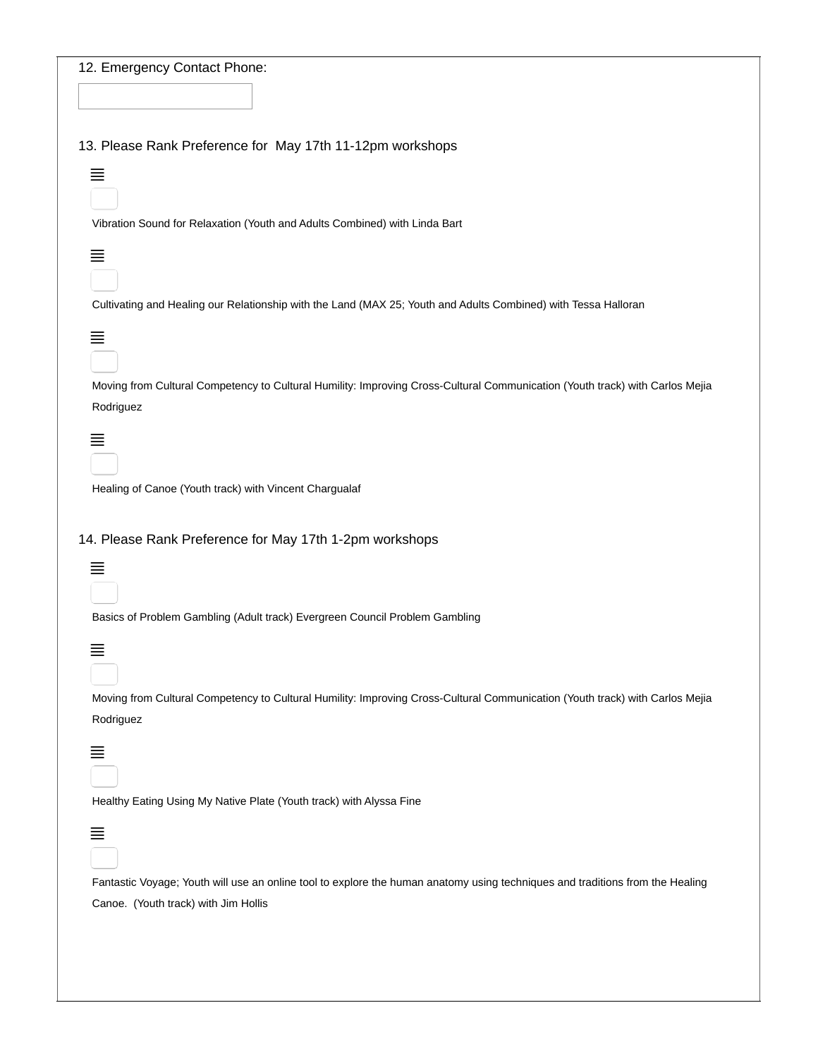12. Emergency Contact Phone:

13. Please Rank Preference for  May 17th 11-12pm workshops

- Vibration Sound for Relaxation (Youth and Adults Combined) with Linda Bart
- Cultivating and Healing our Relationship with the Land (MAX 25; Youth and Adults Combined) with Tessa Halloran
- Moving from Cultural Competency to Cultural Humility: Improving Cross-Cultural Communication (Youth track) with Carlos Mejia Rodriguez
- Healing of Canoe (Youth track) with Vincent Chargualaf

14. Please Rank Preference for May 17th 1-2pm workshops

- Basics of Problem Gambling (Adult track) Evergreen Council Problem Gambling
- Moving from Cultural Competency to Cultural Humility: Improving Cross-Cultural Communication (Youth track) with Carlos Mejia Rodriguez
- Healthy Eating Using My Native Plate (Youth track) with Alyssa Fine
- Fantastic Voyage; Youth will use an online tool to explore the human anatomy using techniques and traditions from the Healing Canoe.  (Youth track) with Jim Hollis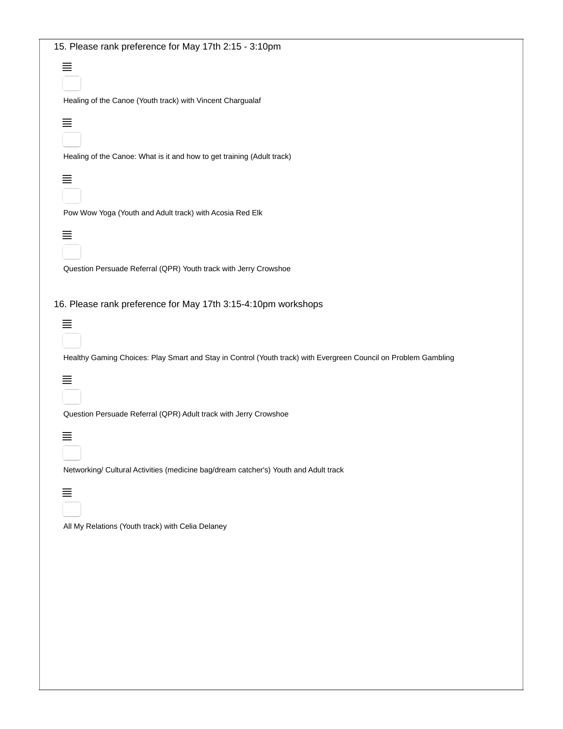15. Please rank preference for May 17th 2:15 - 3:10pm

- Healing of the Canoe (Youth track) with Vincent Chargualaf
- Healing of the Canoe: What is it and how to get training (Adult track)
- Pow Wow Yoga (Youth and Adult track) with Acosia Red Elk
- Question Persuade Referral (QPR) Youth track with Jerry Crowshoe

16. Please rank preference for May 17th 3:15-4:10pm workshops

- Healthy Gaming Choices: Play Smart and Stay in Control (Youth track) with Evergreen Council on Problem Gambling
- Question Persuade Referral (QPR) Adult track with Jerry Crowshoe
- Networking/ Cultural Activities (medicine bag/dream catcher's) Youth and Adult track
- All My Relations (Youth track) with Celia Delaney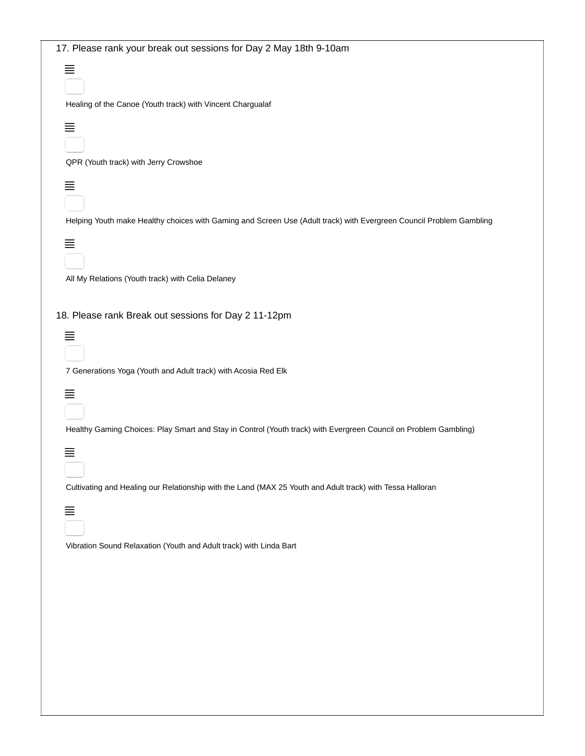17. Please rank your break out sessions for Day 2 May 18th 9-10am

- Healing of the Canoe (Youth track) with Vincent Chargualaf
- QPR (Youth track) with Jerry Crowshoe
- Helping Youth make Healthy choices with Gaming and Screen Use (Adult track) with Evergreen Council Problem Gambling
- All My Relations (Youth track) with Celia Delaney

18. Please rank Break out sessions for Day 2 11-12pm

- 7 Generations Yoga (Youth and Adult track) with Acosia Red Elk
- Healthy Gaming Choices: Play Smart and Stay in Control (Youth track) with Evergreen Council on Problem Gambling)
- Cultivating and Healing our Relationship with the Land (MAX 25 Youth and Adult track) with Tessa Halloran
- Vibration Sound Relaxation (Youth and Adult track) with Linda Bart